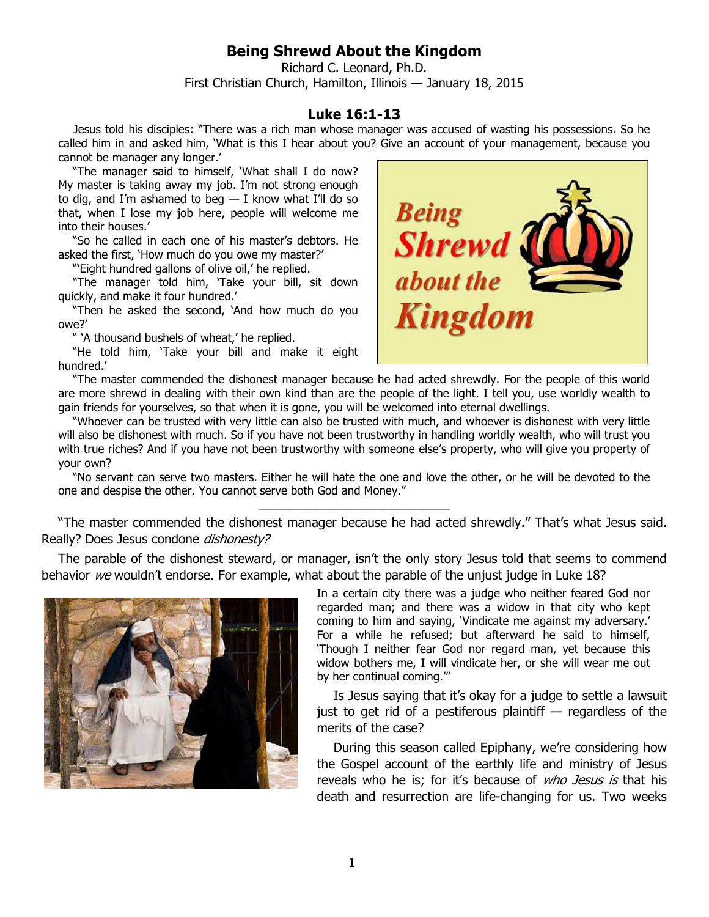# Being Shrewd About the Kingdom

Richard C. Leonard, Ph.D.
First Christian Church, Hamilton, Illinois — January 18, 2015

## Luke 16:1-13

Jesus told his disciples: "There was a rich man whose manager was accused of wasting his possessions. So he called him in and asked him, 'What is this I hear about you? Give an account of your management, because you cannot be manager any longer.'

"The manager said to himself, 'What shall I do now? My master is taking away my job. I'm not strong enough to dig, and I'm ashamed to beg — I know what I'll do so that, when I lose my job here, people will welcome me into their houses.'

"So he called in each one of his master's debtors. He asked the first, 'How much do you owe my master?'

"'Eight hundred gallons of olive oil,' he replied.

"The manager told him, 'Take your bill, sit down quickly, and make it four hundred.'

"Then he asked the second, 'And how much do you owe?'

" 'A thousand bushels of wheat,' he replied.

"He told him, 'Take your bill and make it eight hundred.'

"The master commended the dishonest manager because he had acted shrewdly. For the people of this world are more shrewd in dealing with their own kind than are the people of the light. I tell you, use worldly wealth to gain friends for yourselves, so that when it is gone, you will be welcomed into eternal dwellings.

"Whoever can be trusted with very little can also be trusted with much, and whoever is dishonest with very little will also be dishonest with much. So if you have not been trustworthy in handling worldly wealth, who will trust you with true riches? And if you have not been trustworthy with someone else's property, who will give you property of your own?

"No servant can serve two masters. Either he will hate the one and love the other, or he will be devoted to the one and despise the other. You cannot serve both God and Money."

---

"The master commended the dishonest manager because he had acted shrewdly." That's what Jesus said. Really? Does Jesus condone *dishonesty?*

The parable of the dishonest steward, or manager, isn't the only story Jesus told that seems to commend behavior *we* wouldn't endorse. For example, what about the parable of the unjust judge in Luke 18?

> In a certain city there was a judge who neither feared God nor regarded man; and there was a widow in that city who kept coming to him and saying, 'Vindicate me against my adversary.' For a while he refused; but afterward he said to himself, 'Though I neither fear God nor regard man, yet because this widow bothers me, I will vindicate her, or she will wear me out by her continual coming.'"

Is Jesus saying that it's okay for a judge to settle a lawsuit just to get rid of a pestiferous plaintiff — regardless of the merits of the case?

During this season called Epiphany, we're considering how the Gospel account of the earthly life and ministry of Jesus reveals who he is; for it's because of *who Jesus is* that his death and resurrection are life-changing for us. Two weeks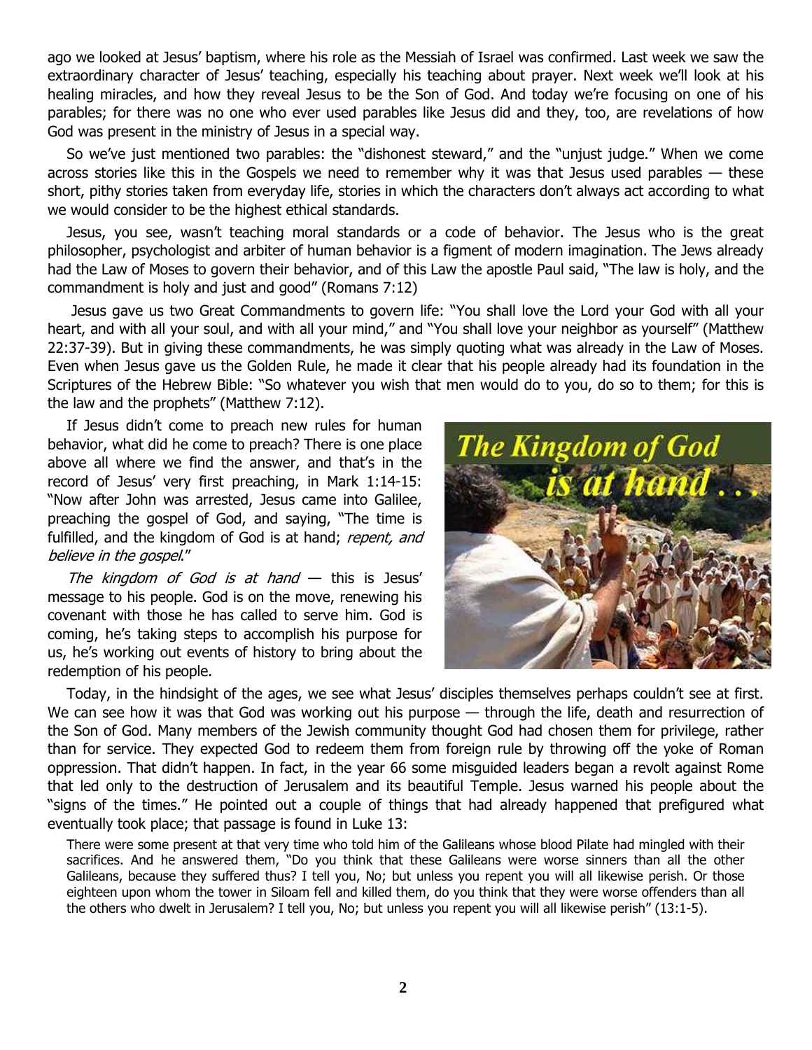ago we looked at Jesus' baptism, where his role as the Messiah of Israel was confirmed. Last week we saw the extraordinary character of Jesus' teaching, especially his teaching about prayer. Next week we'll look at his healing miracles, and how they reveal Jesus to be the Son of God. And today we're focusing on one of his parables; for there was no one who ever used parables like Jesus did and they, too, are revelations of how God was present in the ministry of Jesus in a special way.

So we've just mentioned two parables: the "dishonest steward," and the "unjust judge." When we come across stories like this in the Gospels we need to remember why it was that Jesus used parables — these short, pithy stories taken from everyday life, stories in which the characters don't always act according to what we would consider to be the highest ethical standards.

Jesus, you see, wasn't teaching moral standards or a code of behavior. The Jesus who is the great philosopher, psychologist and arbiter of human behavior is a figment of modern imagination. The Jews already had the Law of Moses to govern their behavior, and of this Law the apostle Paul said, "The law is holy, and the commandment is holy and just and good" (Romans 7:12)

Jesus gave us two Great Commandments to govern life: "You shall love the Lord your God with all your heart, and with all your soul, and with all your mind," and "You shall love your neighbor as yourself" (Matthew 22:37-39). But in giving these commandments, he was simply quoting what was already in the Law of Moses. Even when Jesus gave us the Golden Rule, he made it clear that his people already had its foundation in the Scriptures of the Hebrew Bible: "So whatever you wish that men would do to you, do so to them; for this is the law and the prophets" (Matthew 7:12).

If Jesus didn't come to preach new rules for human behavior, what did he come to preach? There is one place above all where we find the answer, and that's in the record of Jesus' very first preaching, in Mark 1:14-15: "Now after John was arrested, Jesus came into Galilee, preaching the gospel of God, and saying, "The time is fulfilled, and the kingdom of God is at hand; *repent, and believe in the gospel*."

*The kingdom of God is at hand* — this is Jesus' message to his people. God is on the move, renewing his covenant with those he has called to serve him. God is coming, he's taking steps to accomplish his purpose for us, he's working out events of history to bring about the redemption of his people.

Today, in the hindsight of the ages, we see what Jesus' disciples themselves perhaps couldn't see at first. We can see how it was that God was working out his purpose — through the life, death and resurrection of the Son of God. Many members of the Jewish community thought God had chosen them for privilege, rather than for service. They expected God to redeem them from foreign rule by throwing off the yoke of Roman oppression. That didn't happen. In fact, in the year 66 some misguided leaders began a revolt against Rome that led only to the destruction of Jerusalem and its beautiful Temple. Jesus warned his people about the "signs of the times." He pointed out a couple of things that had already happened that prefigured what eventually took place; that passage is found in Luke 13:

> There were some present at that very time who told him of the Galileans whose blood Pilate had mingled with their sacrifices. And he answered them, "Do you think that these Galileans were worse sinners than all the other Galileans, because they suffered thus? I tell you, No; but unless you repent you will all likewise perish. Or those eighteen upon whom the tower in Siloam fell and killed them, do you think that they were worse offenders than all the others who dwelt in Jerusalem? I tell you, No; but unless you repent you will all likewise perish" (13:1-5).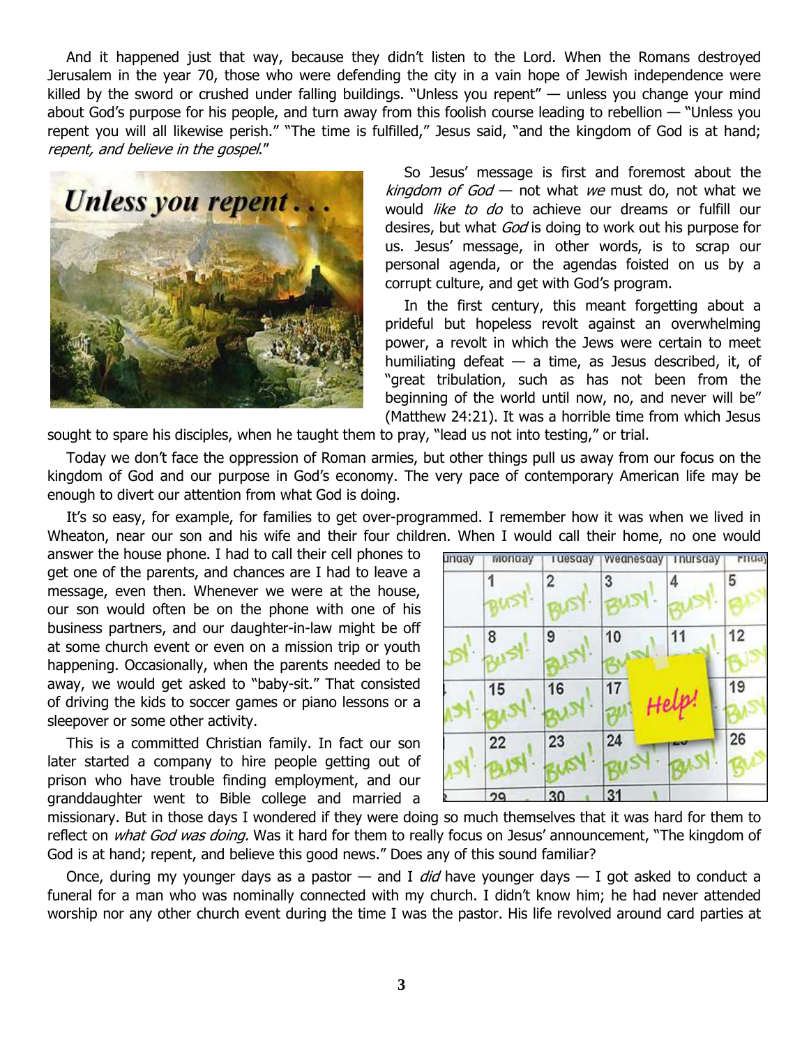And it happened just that way, because they didn't listen to the Lord. When the Romans destroyed Jerusalem in the year 70, those who were defending the city in a vain hope of Jewish independence were killed by the sword or crushed under falling buildings. "Unless you repent" — unless you change your mind about God's purpose for his people, and turn away from this foolish course leading to rebellion — "Unless you repent you will all likewise perish." "The time is fulfilled," Jesus said, "and the kingdom of God is at hand; *repent, and believe in the gospel*."

So Jesus' message is first and foremost about the *kingdom of God* — not what *we* must do, not what we would *like to do* to achieve our dreams or fulfill our desires, but what *God* is doing to work out his purpose for us. Jesus' message, in other words, is to scrap our personal agenda, or the agendas foisted on us by a corrupt culture, and get with God's program.

In the first century, this meant forgetting about a prideful but hopeless revolt against an overwhelming power, a revolt in which the Jews were certain to meet humiliating defeat — a time, as Jesus described, it, of "great tribulation, such as has not been from the beginning of the world until now, no, and never will be" (Matthew 24:21). It was a horrible time from which Jesus sought to spare his disciples, when he taught them to pray, "lead us not into testing," or trial.

Today we don't face the oppression of Roman armies, but other things pull us away from our focus on the kingdom of God and our purpose in God's economy. The very pace of contemporary American life may be enough to divert our attention from what God is doing.

It's so easy, for example, for families to get over-programmed. I remember how it was when we lived in Wheaton, near our son and his wife and their four children. When I would call their home, no one would answer the house phone. I had to call their cell phones to get one of the parents, and chances are I had to leave a message, even then. Whenever we were at the house, our son would often be on the phone with one of his business partners, and our daughter-in-law might be off at some church event or even on a mission trip or youth happening. Occasionally, when the parents needed to be away, we would get asked to "baby-sit." That consisted of driving the kids to soccer games or piano lessons or a sleepover or some other activity.

This is a committed Christian family. In fact our son later started a company to hire people getting out of prison who have trouble finding employment, and our granddaughter went to Bible college and married a missionary. But in those days I wondered if they were doing so much themselves that it was hard for them to reflect on *what God was doing.* Was it hard for them to really focus on Jesus' announcement, "The kingdom of God is at hand; repent, and believe this good news." Does any of this sound familiar?

Once, during my younger days as a pastor — and I *did* have younger days — I got asked to conduct a funeral for a man who was nominally connected with my church. I didn't know him; he had never attended worship nor any other church event during the time I was the pastor. His life revolved around card parties at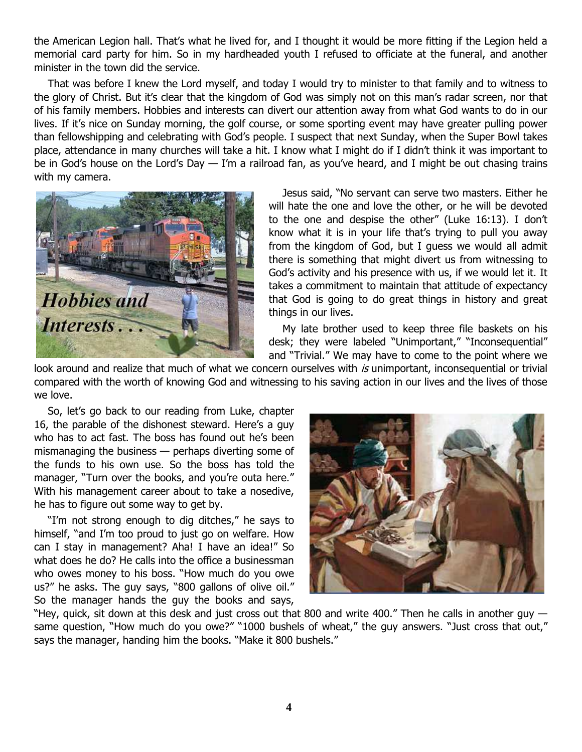the American Legion hall. That's what he lived for, and I thought it would be more fitting if the Legion held a memorial card party for him. So in my hardheaded youth I refused to officiate at the funeral, and another minister in the town did the service.

That was before I knew the Lord myself, and today I would try to minister to that family and to witness to the glory of Christ. But it's clear that the kingdom of God was simply not on this man's radar screen, nor that of his family members. Hobbies and interests can divert our attention away from what God wants to do in our lives. If it's nice on Sunday morning, the golf course, or some sporting event may have greater pulling power than fellowshipping and celebrating with God's people. I suspect that next Sunday, when the Super Bowl takes place, attendance in many churches will take a hit. I know what I might do if I didn't think it was important to be in God's house on the Lord's Day — I'm a railroad fan, as you've heard, and I might be out chasing trains with my camera.

Jesus said, "No servant can serve two masters. Either he will hate the one and love the other, or he will be devoted to the one and despise the other" (Luke 16:13). I don't know what it is in your life that's trying to pull you away from the kingdom of God, but I guess we would all admit there is something that might divert us from witnessing to God's activity and his presence with us, if we would let it. It takes a commitment to maintain that attitude of expectancy that God is going to do great things in history and great things in our lives.

My late brother used to keep three file baskets on his desk; they were labeled "Unimportant," "Inconsequential" and "Trivial." We may have to come to the point where we look around and realize that much of what we concern ourselves with *is* unimportant, inconsequential or trivial compared with the worth of knowing God and witnessing to his saving action in our lives and the lives of those we love.

So, let's go back to our reading from Luke, chapter 16, the parable of the dishonest steward. Here's a guy who has to act fast. The boss has found out he's been mismanaging the business — perhaps diverting some of the funds to his own use. So the boss has told the manager, "Turn over the books, and you're outa here." With his management career about to take a nosedive, he has to figure out some way to get by.

"I'm not strong enough to dig ditches," he says to himself, "and I'm too proud to just go on welfare. How can I stay in management? Aha! I have an idea!" So what does he do? He calls into the office a businessman who owes money to his boss. "How much do you owe us?" he asks. The guy says, "800 gallons of olive oil." So the manager hands the guy the books and says, "Hey, quick, sit down at this desk and just cross out that 800 and write 400." Then he calls in another guy — same question, "How much do you owe?" "1000 bushels of wheat," the guy answers. "Just cross that out," says the manager, handing him the books. "Make it 800 bushels."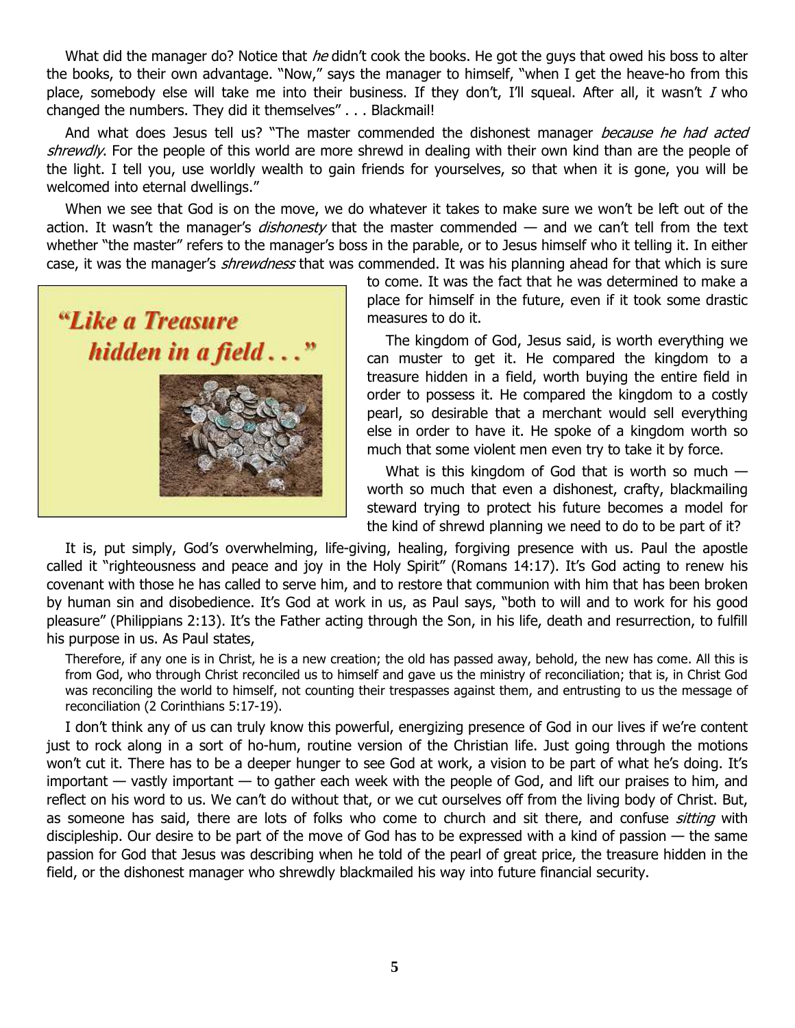What did the manager do? Notice that *he* didn't cook the books. He got the guys that owed his boss to alter the books, to their own advantage. "Now," says the manager to himself, "when I get the heave-ho from this place, somebody else will take me into their business. If they don't, I'll squeal. After all, it wasn't *I* who changed the numbers. They did it themselves" . . . Blackmail!

And what does Jesus tell us? "The master commended the dishonest manager *because he had acted shrewdly*. For the people of this world are more shrewd in dealing with their own kind than are the people of the light. I tell you, use worldly wealth to gain friends for yourselves, so that when it is gone, you will be welcomed into eternal dwellings."

When we see that God is on the move, we do whatever it takes to make sure we won't be left out of the action. It wasn't the manager's *dishonesty* that the master commended — and we can't tell from the text whether "the master" refers to the manager's boss in the parable, or to Jesus himself who it telling it. In either case, it was the manager's *shrewdness* that was commended. It was his planning ahead for that which is sure to come. It was the fact that he was determined to make a place for himself in the future, even if it took some drastic measures to do it.

"Like a Treasure hidden in a field . . ."

The kingdom of God, Jesus said, is worth everything we can muster to get it. He compared the kingdom to a treasure hidden in a field, worth buying the entire field in order to possess it. He compared the kingdom to a costly pearl, so desirable that a merchant would sell everything else in order to have it. He spoke of a kingdom worth so much that some violent men even try to take it by force.

What is this kingdom of God that is worth so much — worth so much that even a dishonest, crafty, blackmailing steward trying to protect his future becomes a model for the kind of shrewd planning we need to do to be part of it?

It is, put simply, God's overwhelming, life-giving, healing, forgiving presence with us. Paul the apostle called it "righteousness and peace and joy in the Holy Spirit" (Romans 14:17). It's God acting to renew his covenant with those he has called to serve him, and to restore that communion with him that has been broken by human sin and disobedience. It's God at work in us, as Paul says, "both to will and to work for his good pleasure" (Philippians 2:13). It's the Father acting through the Son, in his life, death and resurrection, to fulfill his purpose in us. As Paul states,

> Therefore, if any one is in Christ, he is a new creation; the old has passed away, behold, the new has come. All this is from God, who through Christ reconciled us to himself and gave us the ministry of reconciliation; that is, in Christ God was reconciling the world to himself, not counting their trespasses against them, and entrusting to us the message of reconciliation (2 Corinthians 5:17-19).

I don't think any of us can truly know this powerful, energizing presence of God in our lives if we're content just to rock along in a sort of ho-hum, routine version of the Christian life. Just going through the motions won't cut it. There has to be a deeper hunger to see God at work, a vision to be part of what he's doing. It's important — vastly important — to gather each week with the people of God, and lift our praises to him, and reflect on his word to us. We can't do without that, or we cut ourselves off from the living body of Christ. But, as someone has said, there are lots of folks who come to church and sit there, and confuse *sitting* with discipleship. Our desire to be part of the move of God has to be expressed with a kind of passion — the same passion for God that Jesus was describing when he told of the pearl of great price, the treasure hidden in the field, or the dishonest manager who shrewdly blackmailed his way into future financial security.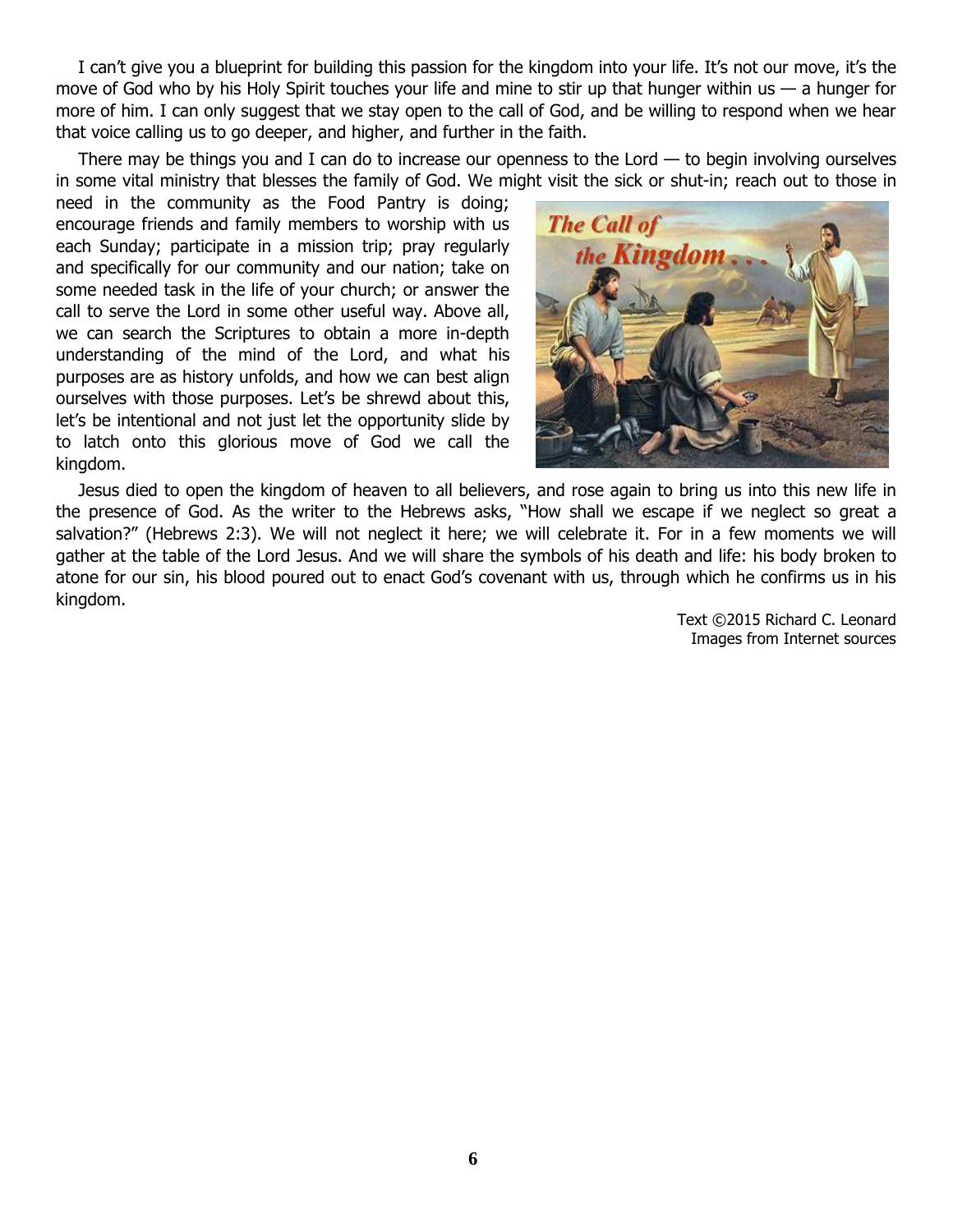I can't give you a blueprint for building this passion for the kingdom into your life. It's not our move, it's the move of God who by his Holy Spirit touches your life and mine to stir up that hunger within us — a hunger for more of him. I can only suggest that we stay open to the call of God, and be willing to respond when we hear that voice calling us to go deeper, and higher, and further in the faith.

There may be things you and I can do to increase our openness to the Lord — to begin involving ourselves in some vital ministry that blesses the family of God. We might visit the sick or shut-in; reach out to those in need in the community as the Food Pantry is doing; encourage friends and family members to worship with us each Sunday; participate in a mission trip; pray regularly and specifically for our community and our nation; take on some needed task in the life of your church; or answer the call to serve the Lord in some other useful way. Above all, we can search the Scriptures to obtain a more in-depth understanding of the mind of the Lord, and what his purposes are as history unfolds, and how we can best align ourselves with those purposes. Let's be shrewd about this, let's be intentional and not just let the opportunity slide by to latch onto this glorious move of God we call the kingdom.

Jesus died to open the kingdom of heaven to all believers, and rose again to bring us into this new life in the presence of God. As the writer to the Hebrews asks, "How shall we escape if we neglect so great a salvation?" (Hebrews 2:3). We will not neglect it here; we will celebrate it. For in a few moments we will gather at the table of the Lord Jesus. And we will share the symbols of his death and life: his body broken to atone for our sin, his blood poured out to enact God's covenant with us, through which he confirms us in his kingdom.

Text ©2015 Richard C. Leonard
Images from Internet sources